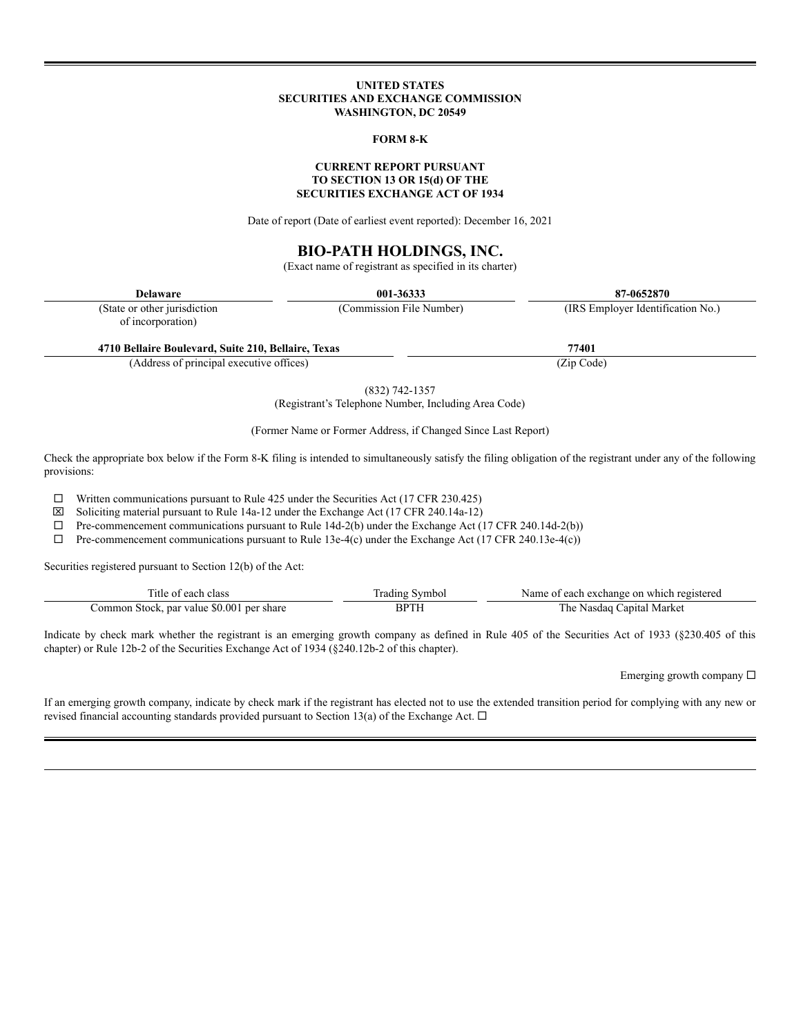**UNITED STATES**
**SECURITIES AND EXCHANGE COMMISSION**
**WASHINGTON, DC 20549**

**FORM 8-K**

**CURRENT REPORT PURSUANT**
**TO SECTION 13 OR 15(d) OF THE**
**SECURITIES EXCHANGE ACT OF 1934**

Date of report (Date of earliest event reported): December 16, 2021

# BIO-PATH HOLDINGS, INC.

(Exact name of registrant as specified in its charter)

| **Delaware** | **001-36333** | **87-0652870** |
|---|---|---|
| (State or other jurisdiction of incorporation) | (Commission File Number) | (IRS Employer Identification No.) |

| **4710 Bellaire Boulevard, Suite 210, Bellaire, Texas** | **77401** |
|---|---|
| (Address of principal executive offices) | (Zip Code) |

(832) 742-1357
(Registrant's Telephone Number, Including Area Code)

(Former Name or Former Address, if Changed Since Last Report)

Check the appropriate box below if the Form 8-K filing is intended to simultaneously satisfy the filing obligation of the registrant under any of the following provisions:

☐ Written communications pursuant to Rule 425 under the Securities Act (17 CFR 230.425)

☒ Soliciting material pursuant to Rule 14a-12 under the Exchange Act (17 CFR 240.14a-12)

☐ Pre-commencement communications pursuant to Rule 14d-2(b) under the Exchange Act (17 CFR 240.14d-2(b))

☐ Pre-commencement communications pursuant to Rule 13e-4(c) under the Exchange Act (17 CFR 240.13e-4(c))

Securities registered pursuant to Section 12(b) of the Act:

| Title of each class | Trading Symbol | Name of each exchange on which registered |
|---|---|---|
| Common Stock, par value $0.001 per share | BPTH | The Nasdaq Capital Market |

Indicate by check mark whether the registrant is an emerging growth company as defined in Rule 405 of the Securities Act of 1933 (§230.405 of this chapter) or Rule 12b-2 of the Securities Exchange Act of 1934 (§240.12b-2 of this chapter).

Emerging growth company ☐

If an emerging growth company, indicate by check mark if the registrant has elected not to use the extended transition period for complying with any new or revised financial accounting standards provided pursuant to Section 13(a) of the Exchange Act. ☐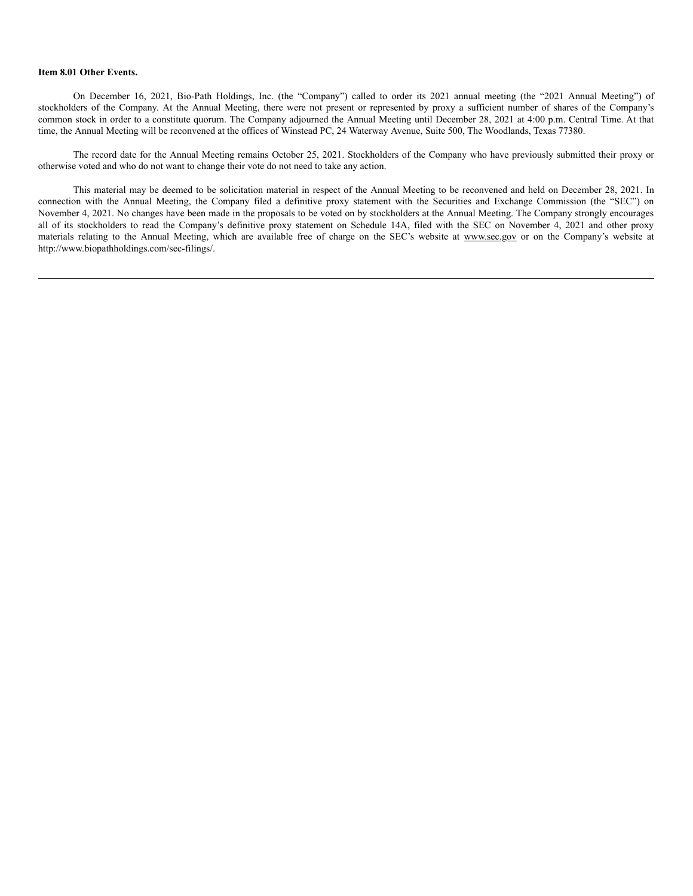**Item 8.01 Other Events.**

On December 16, 2021, Bio-Path Holdings, Inc. (the "Company") called to order its 2021 annual meeting (the "2021 Annual Meeting") of stockholders of the Company. At the Annual Meeting, there were not present or represented by proxy a sufficient number of shares of the Company's common stock in order to a constitute quorum. The Company adjourned the Annual Meeting until December 28, 2021 at 4:00 p.m. Central Time. At that time, the Annual Meeting will be reconvened at the offices of Winstead PC, 24 Waterway Avenue, Suite 500, The Woodlands, Texas 77380.

The record date for the Annual Meeting remains October 25, 2021. Stockholders of the Company who have previously submitted their proxy or otherwise voted and who do not want to change their vote do not need to take any action.

This material may be deemed to be solicitation material in respect of the Annual Meeting to be reconvened and held on December 28, 2021. In connection with the Annual Meeting, the Company filed a definitive proxy statement with the Securities and Exchange Commission (the "SEC") on November 4, 2021. No changes have been made in the proposals to be voted on by stockholders at the Annual Meeting. The Company strongly encourages all of its stockholders to read the Company's definitive proxy statement on Schedule 14A, filed with the SEC on November 4, 2021 and other proxy materials relating to the Annual Meeting, which are available free of charge on the SEC's website at www.sec.gov or on the Company's website at http://www.biopathholdings.com/sec-filings/.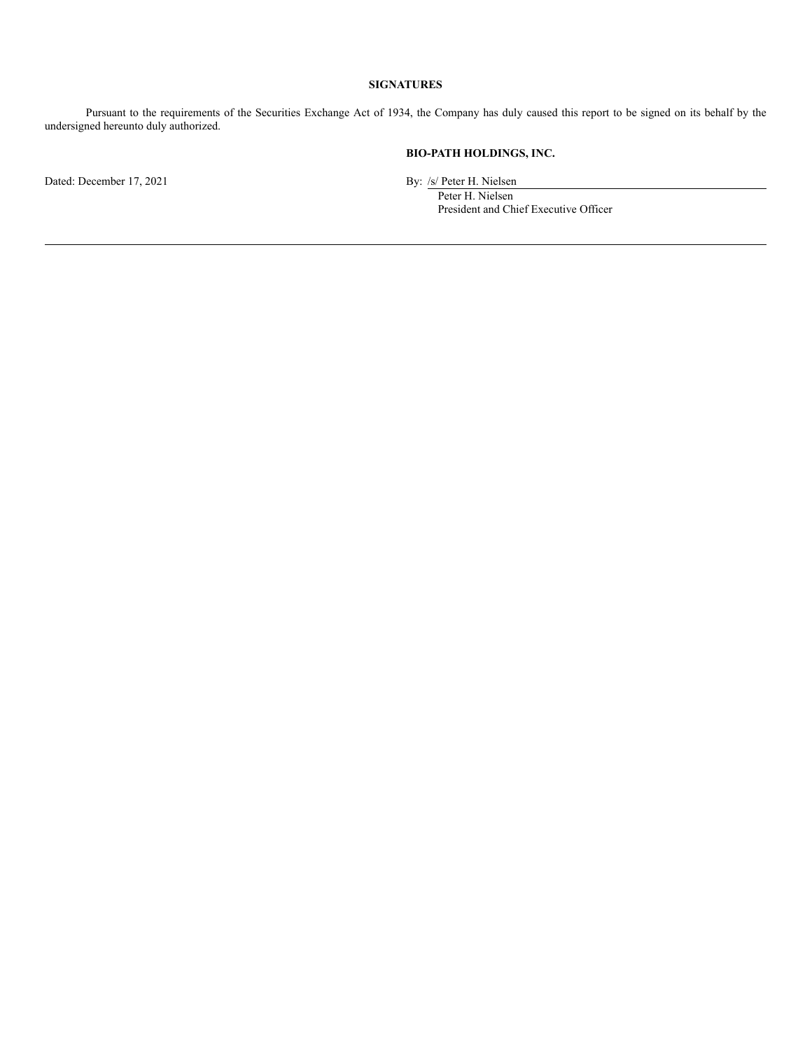**SIGNATURES**

Pursuant to the requirements of the Securities Exchange Act of 1934, the Company has duly caused this report to be signed on its behalf by the undersigned hereunto duly authorized.

**BIO-PATH HOLDINGS, INC.**

Dated: December 17, 2021

By: /s/ Peter H. Nielsen
Peter H. Nielsen
President and Chief Executive Officer